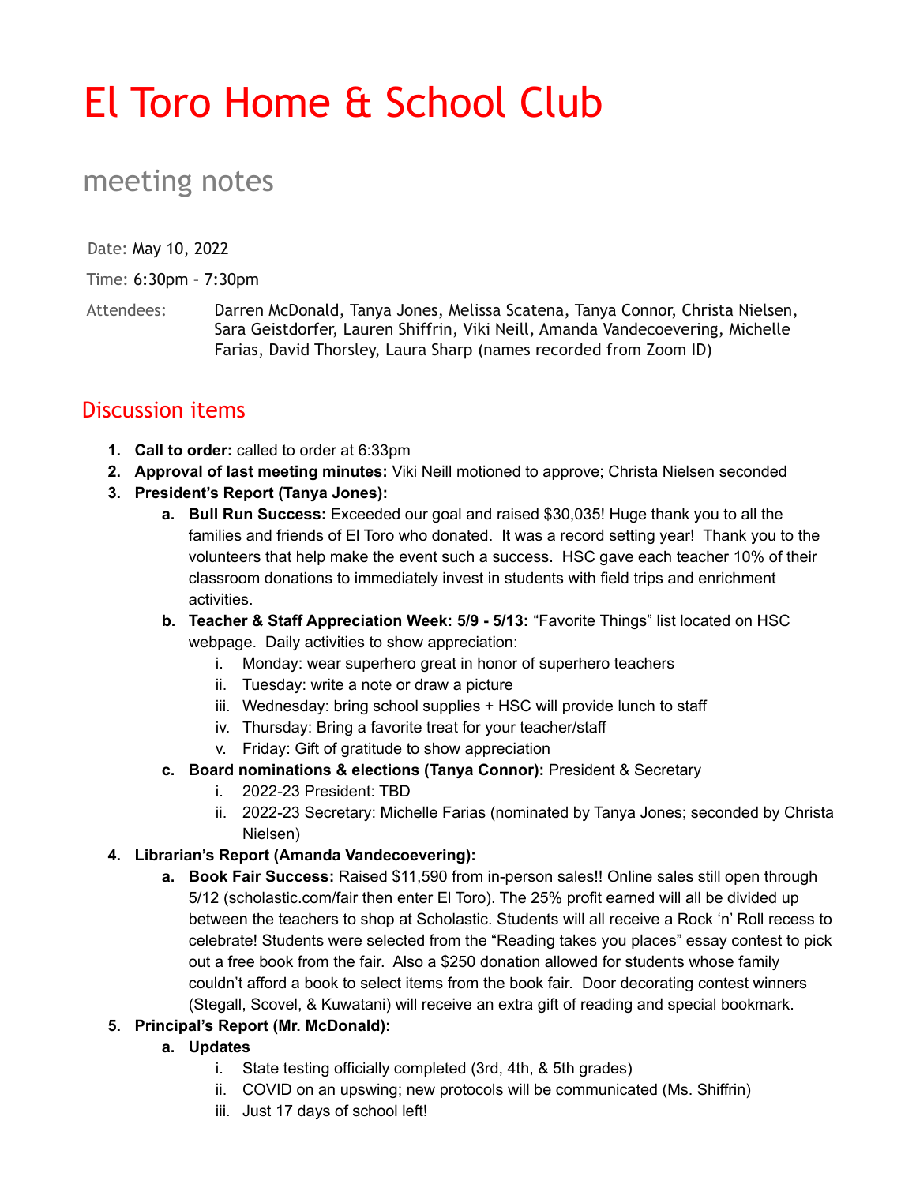# El Toro Home & School Club

## meeting notes

Date: May 10, 2022

Time: 6:30pm – 7:30pm

Attendees: Darren McDonald, Tanya Jones, Melissa Scatena, Tanya Connor, Christa Nielsen, Sara Geistdorfer, Lauren Shiffrin, Viki Neill, Amanda Vandecoevering, Michelle Farias, David Thorsley, Laura Sharp (names recorded from Zoom ID)

## Discussion items

1. **Call to order:** called to order at 6:33pm
2. **Approval of last meeting minutes:** Viki Neill motioned to approve; Christa Nielsen seconded
3. **President's Report (Tanya Jones):**
   a. **Bull Run Success:** Exceeded our goal and raised $30,035! Huge thank you to all the families and friends of El Toro who donated. It was a record setting year! Thank you to the volunteers that help make the event such a success. HSC gave each teacher 10% of their classroom donations to immediately invest in students with field trips and enrichment activities.
   b. **Teacher & Staff Appreciation Week: 5/9 - 5/13:** "Favorite Things" list located on HSC webpage. Daily activities to show appreciation:
      i. Monday: wear superhero great in honor of superhero teachers
      ii. Tuesday: write a note or draw a picture
      iii. Wednesday: bring school supplies + HSC will provide lunch to staff
      iv. Thursday: Bring a favorite treat for your teacher/staff
      v. Friday: Gift of gratitude to show appreciation
   c. **Board nominations & elections (Tanya Connor):** President & Secretary
      i. 2022-23 President: TBD
      ii. 2022-23 Secretary: Michelle Farias (nominated by Tanya Jones; seconded by Christa Nielsen)
4. **Librarian's Report (Amanda Vandecoevering):**
   a. **Book Fair Success:** Raised $11,590 from in-person sales!! Online sales still open through 5/12 (scholastic.com/fair then enter El Toro). The 25% profit earned will all be divided up between the teachers to shop at Scholastic. Students will all receive a Rock 'n' Roll recess to celebrate! Students were selected from the "Reading takes you places" essay contest to pick out a free book from the fair. Also a $250 donation allowed for students whose family couldn't afford a book to select items from the book fair. Door decorating contest winners (Stegall, Scovel, & Kuwatani) will receive an extra gift of reading and special bookmark.
5. **Principal's Report (Mr. McDonald):**
   a. **Updates**
      i. State testing officially completed (3rd, 4th, & 5th grades)
      ii. COVID on an upswing; new protocols will be communicated (Ms. Shiffrin)
      iii. Just 17 days of school left!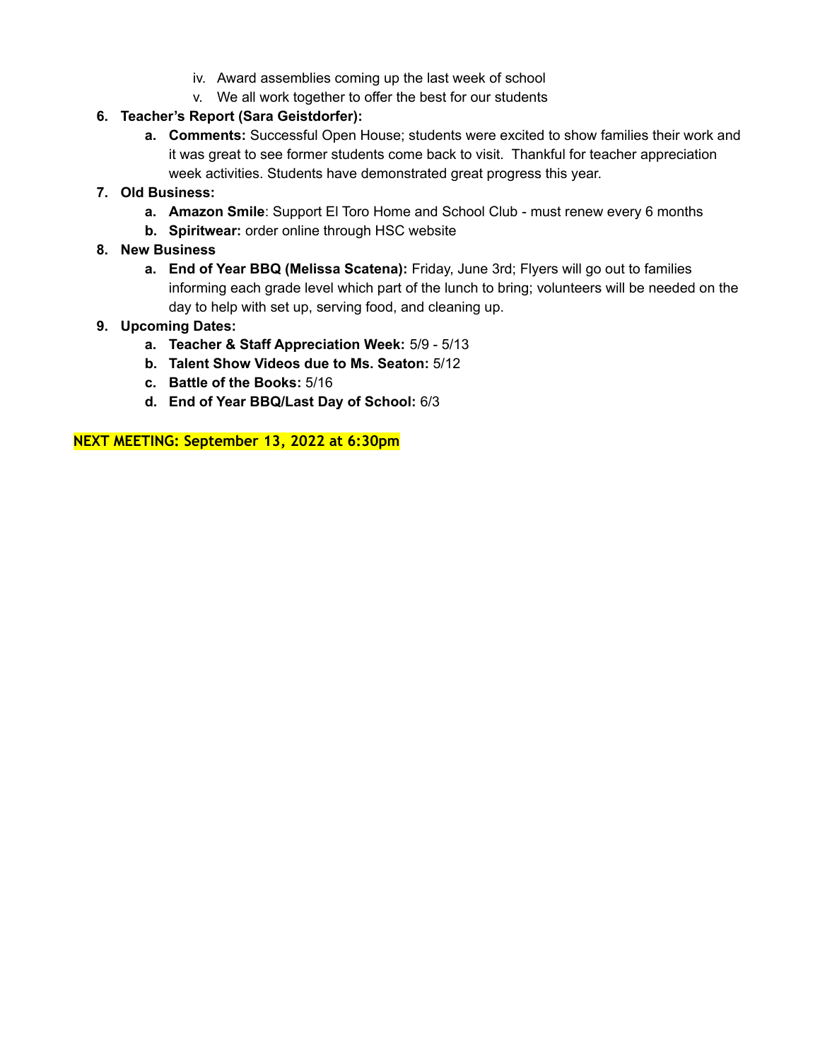iv. Award assemblies coming up the last week of school
   v. We all work together to offer the best for our students

6. **Teacher's Report (Sara Geistdorfer):**
   a. **Comments:** Successful Open House; students were excited to show families their work and it was great to see former students come back to visit. Thankful for teacher appreciation week activities. Students have demonstrated great progress this year.
7. **Old Business:**
   a. **Amazon Smile**: Support El Toro Home and School Club - must renew every 6 months
   b. **Spiritwear:** order online through HSC website
8. **New Business**
   a. **End of Year BBQ (Melissa Scatena):** Friday, June 3rd; Flyers will go out to families informing each grade level which part of the lunch to bring; volunteers will be needed on the day to help with set up, serving food, and cleaning up.
9. **Upcoming Dates:**
   a. **Teacher & Staff Appreciation Week:** 5/9 - 5/13
   b. **Talent Show Videos due to Ms. Seaton:** 5/12
   c. **Battle of the Books:** 5/16
   d. **End of Year BBQ/Last Day of School:** 6/3

**NEXT MEETING: September 13, 2022 at 6:30pm**